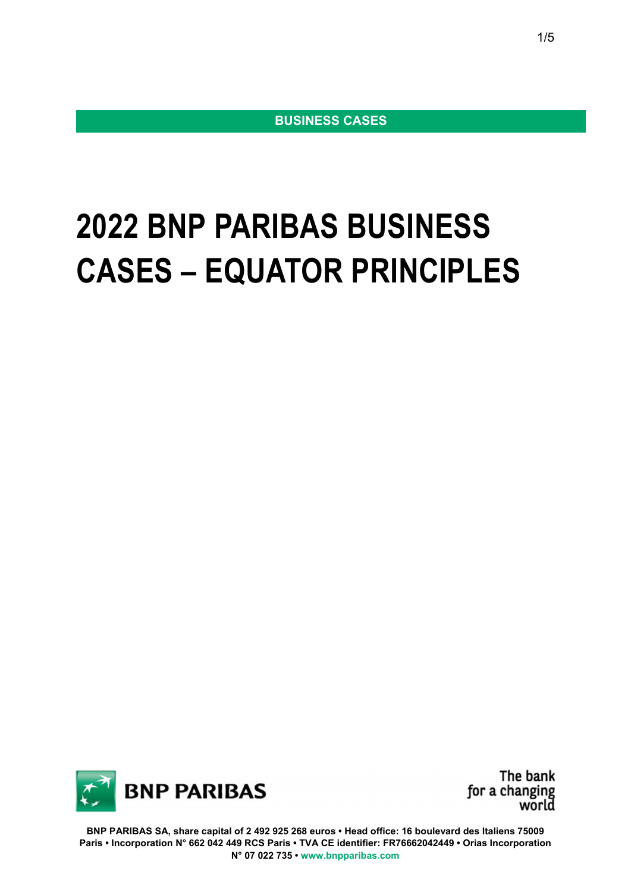**BUSINESS CASES**

# 2022 BNP PARIBAS BUSINESS CASES – EQUATOR PRINCIPLES

BNP PARIBAS

The bank for a changing world

BNP PARIBAS SA, share capital of 2 492 925 268 euros • Head office: 16 boulevard des Italiens 75009 Paris • Incorporation N° 662 042 449 RCS Paris • TVA CE identifier: FR76662042449 • Orias Incorporation N° 07 022 735 • www.bnpparibas.com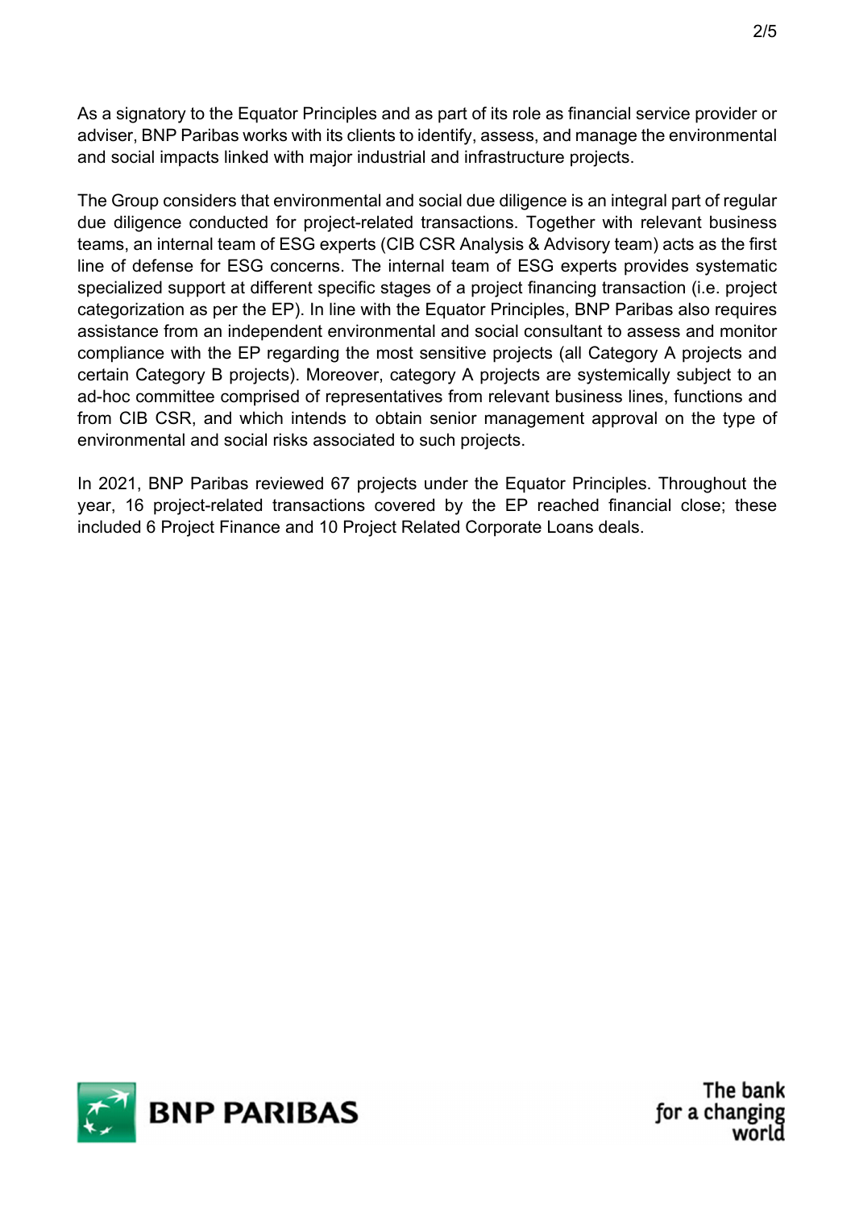As a signatory to the Equator Principles and as part of its role as financial service provider or adviser, BNP Paribas works with its clients to identify, assess, and manage the environmental and social impacts linked with major industrial and infrastructure projects.

The Group considers that environmental and social due diligence is an integral part of regular due diligence conducted for project-related transactions. Together with relevant business teams, an internal team of ESG experts (CIB CSR Analysis & Advisory team) acts as the first line of defense for ESG concerns. The internal team of ESG experts provides systematic specialized support at different specific stages of a project financing transaction (i.e. project categorization as per the EP). In line with the Equator Principles, BNP Paribas also requires assistance from an independent environmental and social consultant to assess and monitor compliance with the EP regarding the most sensitive projects (all Category A projects and certain Category B projects). Moreover, category A projects are systemically subject to an ad-hoc committee comprised of representatives from relevant business lines, functions and from CIB CSR, and which intends to obtain senior management approval on the type of environmental and social risks associated to such projects.

In 2021, BNP Paribas reviewed 67 projects under the Equator Principles. Throughout the year, 16 project-related transactions covered by the EP reached financial close; these included 6 Project Finance and 10 Project Related Corporate Loans deals.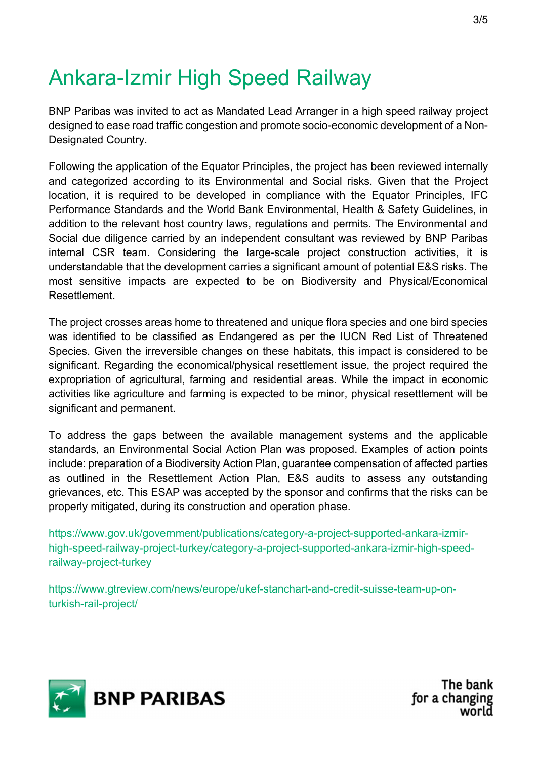# Ankara-Izmir High Speed Railway

BNP Paribas was invited to act as Mandated Lead Arranger in a high speed railway project designed to ease road traffic congestion and promote socio-economic development of a Non-Designated Country.

Following the application of the Equator Principles, the project has been reviewed internally and categorized according to its Environmental and Social risks. Given that the Project location, it is required to be developed in compliance with the Equator Principles, IFC Performance Standards and the World Bank Environmental, Health & Safety Guidelines, in addition to the relevant host country laws, regulations and permits. The Environmental and Social due diligence carried by an independent consultant was reviewed by BNP Paribas internal CSR team. Considering the large-scale project construction activities, it is understandable that the development carries a significant amount of potential E&S risks. The most sensitive impacts are expected to be on Biodiversity and Physical/Economical Resettlement.

The project crosses areas home to threatened and unique flora species and one bird species was identified to be classified as Endangered as per the IUCN Red List of Threatened Species. Given the irreversible changes on these habitats, this impact is considered to be significant. Regarding the economical/physical resettlement issue, the project required the expropriation of agricultural, farming and residential areas. While the impact in economic activities like agriculture and farming is expected to be minor, physical resettlement will be significant and permanent.

To address the gaps between the available management systems and the applicable standards, an Environmental Social Action Plan was proposed. Examples of action points include: preparation of a Biodiversity Action Plan, guarantee compensation of affected parties as outlined in the Resettlement Action Plan, E&S audits to assess any outstanding grievances, etc. This ESAP was accepted by the sponsor and confirms that the risks can be properly mitigated, during its construction and operation phase.

https://www.gov.uk/government/publications/category-a-project-supported-ankara-izmir-high-speed-railway-project-turkey/category-a-project-supported-ankara-izmir-high-speed-railway-project-turkey

https://www.gtreview.com/news/europe/ukef-stanchart-and-credit-suisse-team-up-on-turkish-rail-project/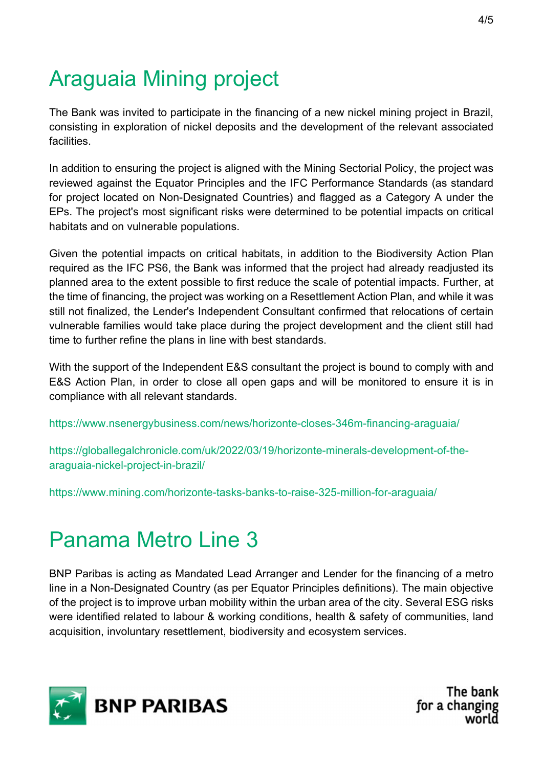# Araguaia Mining project

The Bank was invited to participate in the financing of a new nickel mining project in Brazil, consisting in exploration of nickel deposits and the development of the relevant associated facilities.

In addition to ensuring the project is aligned with the Mining Sectorial Policy, the project was reviewed against the Equator Principles and the IFC Performance Standards (as standard for project located on Non-Designated Countries) and flagged as a Category A under the EPs. The project's most significant risks were determined to be potential impacts on critical habitats and on vulnerable populations.

Given the potential impacts on critical habitats, in addition to the Biodiversity Action Plan required as the IFC PS6, the Bank was informed that the project had already readjusted its planned area to the extent possible to first reduce the scale of potential impacts. Further, at the time of financing, the project was working on a Resettlement Action Plan, and while it was still not finalized, the Lender's Independent Consultant confirmed that relocations of certain vulnerable families would take place during the project development and the client still had time to further refine the plans in line with best standards.

With the support of the Independent E&S consultant the project is bound to comply with and E&S Action Plan, in order to close all open gaps and will be monitored to ensure it is in compliance with all relevant standards.

https://www.nsenergybusiness.com/news/horizonte-closes-346m-financing-araguaia/

https://globallegalchronicle.com/uk/2022/03/19/horizonte-minerals-development-of-the-araguaia-nickel-project-in-brazil/

https://www.mining.com/horizonte-tasks-banks-to-raise-325-million-for-araguaia/

# Panama Metro Line 3

BNP Paribas is acting as Mandated Lead Arranger and Lender for the financing of a metro line in a Non-Designated Country (as per Equator Principles definitions). The main objective of the project is to improve urban mobility within the urban area of the city. Several ESG risks were identified related to labour & working conditions, health & safety of communities, land acquisition, involuntary resettlement, biodiversity and ecosystem services.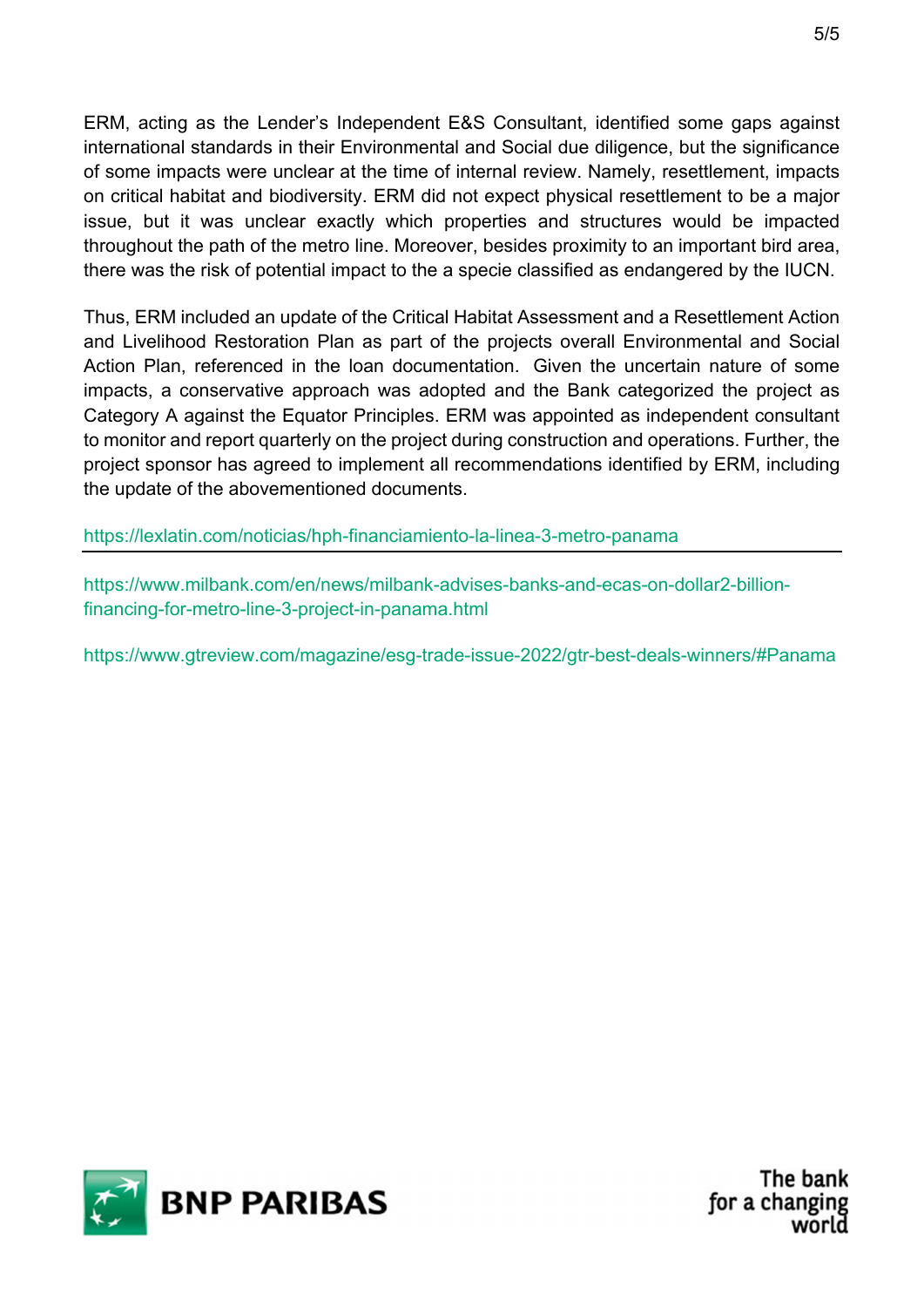ERM, acting as the Lender's Independent E&S Consultant, identified some gaps against international standards in their Environmental and Social due diligence, but the significance of some impacts were unclear at the time of internal review. Namely, resettlement, impacts on critical habitat and biodiversity. ERM did not expect physical resettlement to be a major issue, but it was unclear exactly which properties and structures would be impacted throughout the path of the metro line. Moreover, besides proximity to an important bird area, there was the risk of potential impact to the a specie classified as endangered by the IUCN.

Thus, ERM included an update of the Critical Habitat Assessment and a Resettlement Action and Livelihood Restoration Plan as part of the projects overall Environmental and Social Action Plan, referenced in the loan documentation. Given the uncertain nature of some impacts, a conservative approach was adopted and the Bank categorized the project as Category A against the Equator Principles. ERM was appointed as independent consultant to monitor and report quarterly on the project during construction and operations. Further, the project sponsor has agreed to implement all recommendations identified by ERM, including the update of the abovementioned documents.

https://lexlatin.com/noticias/hph-financiamiento-la-linea-3-metro-panama

---

https://www.milbank.com/en/news/milbank-advises-banks-and-ecas-on-dollar2-billion-financing-for-metro-line-3-project-in-panama.html

https://www.gtreview.com/magazine/esg-trade-issue-2022/gtr-best-deals-winners/#Panama

BNP PARIBAS

The bank for a changing world